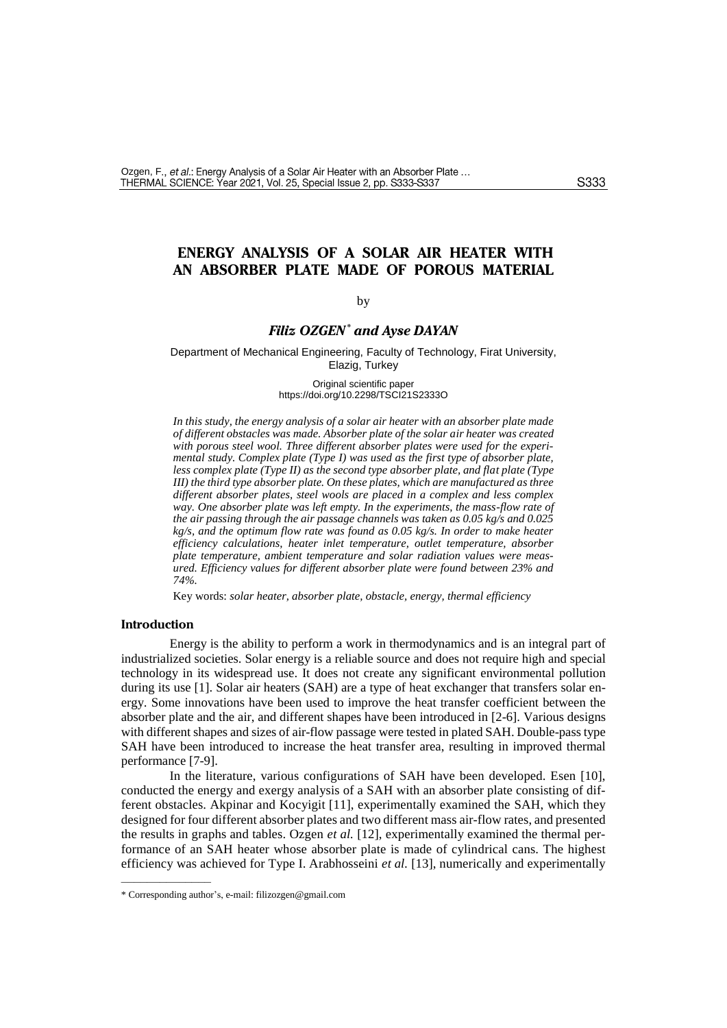# ENERGY ANALYSIS OF A SOLAR AIR HEATER WITH AN ABSORBER PLATE MADE OF POROUS MATERIAL

by

***Filiz OZGEN\* and Ayse DAYAN***

Department of Mechanical Engineering, Faculty of Technology, Firat University, Elazig, Turkey

Original scientific paper
https://doi.org/10.2298/TSCI21S2333O

*In this study, the energy analysis of a solar air heater with an absorber plate made of different obstacles was made. Absorber plate of the solar air heater was created with porous steel wool. Three different absorber plates were used for the experimental study. Complex plate (Type I) was used as the first type of absorber plate, less complex plate (Type II) as the second type absorber plate, and flat plate (Type III) the third type absorber plate. On these plates, which are manufactured as three different absorber plates, steel wools are placed in a complex and less complex way. One absorber plate was left empty. In the experiments, the mass-flow rate of the air passing through the air passage channels was taken as 0.05 kg/s and 0.025 kg/s, and the optimum flow rate was found as 0.05 kg/s. In order to make heater efficiency calculations, heater inlet temperature, outlet temperature, absorber plate temperature, ambient temperature and solar radiation values were measured. Efficiency values for different absorber plate were found between 23% and 74%.*

Key words: *solar heater, absorber plate, obstacle, energy, thermal efficiency*

## Introduction

Energy is the ability to perform a work in thermodynamics and is an integral part of industrialized societies. Solar energy is a reliable source and does not require high and special technology in its widespread use. It does not create any significant environmental pollution during its use [1]. Solar air heaters (SAH) are a type of heat exchanger that transfers solar energy. Some innovations have been used to improve the heat transfer coefficient between the absorber plate and the air, and different shapes have been introduced in [2-6]. Various designs with different shapes and sizes of air-flow passage were tested in plated SAH. Double-pass type SAH have been introduced to increase the heat transfer area, resulting in improved thermal performance [7-9].

In the literature, various configurations of SAH have been developed. Esen [10], conducted the energy and exergy analysis of a SAH with an absorber plate consisting of different obstacles. Akpinar and Kocyigit [11], experimentally examined the SAH, which they designed for four different absorber plates and two different mass air-flow rates, and presented the results in graphs and tables. Ozgen *et al.* [12], experimentally examined the thermal performance of an SAH heater whose absorber plate is made of cylindrical cans. The highest efficiency was achieved for Type I. Arabhosseini *et al.* [13], numerically and experimentally

\* Corresponding author's, e-mail: filizozgen@gmail.com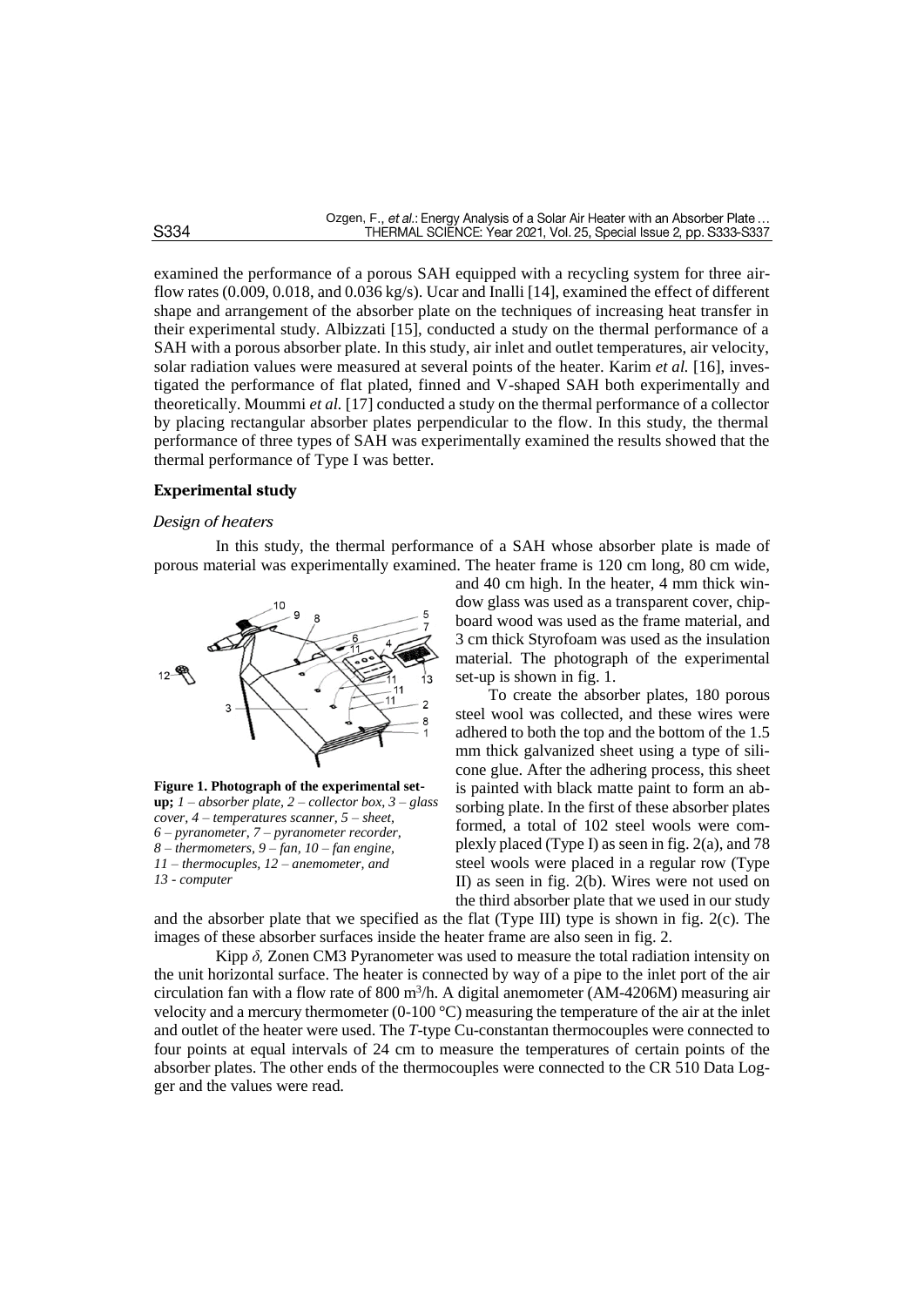examined the performance of a porous SAH equipped with a recycling system for three airflow rates (0.009, 0.018, and 0.036 kg/s). Ucar and Inalli [14], examined the effect of different shape and arrangement of the absorber plate on the techniques of increasing heat transfer in their experimental study. Albizzati [15], conducted a study on the thermal performance of a SAH with a porous absorber plate. In this study, air inlet and outlet temperatures, air velocity, solar radiation values were measured at several points of the heater. Karim *et al.* [16], investigated the performance of flat plated, finned and V-shaped SAH both experimentally and theoretically. Moummi *et al.* [17] conducted a study on the thermal performance of a collector by placing rectangular absorber plates perpendicular to the flow. In this study, the thermal performance of three types of SAH was experimentally examined the results showed that the thermal performance of Type I was better.

## Experimental study

### *Design of heaters*

In this study, the thermal performance of a SAH whose absorber plate is made of porous material was experimentally examined. The heater frame is 120 cm long, 80 cm wide, and 40 cm high. In the heater, 4 mm thick window glass was used as a transparent cover, chipboard wood was used as the frame material, and 3 cm thick Styrofoam was used as the insulation material. The photograph of the experimental set-up is shown in fig. 1.

**Figure 1. Photograph of the experimental set-up;** *1 – absorber plate, 2 – collector box, 3 – glass cover, 4 – temperatures scanner, 5 – sheet, 6 – pyranometer, 7 – pyranometer recorder, 8 – thermometers, 9 – fan, 10 – fan engine, 11 – thermocuples, 12 – anemometer, and 13 - computer*

To create the absorber plates, 180 porous steel wool was collected, and these wires were adhered to both the top and the bottom of the 1.5 mm thick galvanized sheet using a type of silicone glue. After the adhering process, this sheet is painted with black matte paint to form an absorbing plate. In the first of these absorber plates formed, a total of 102 steel wools were complexly placed (Type I) as seen in fig. 2(a), and 78 steel wools were placed in a regular row (Type II) as seen in fig. 2(b). Wires were not used on the third absorber plate that we used in our study and the absorber plate that we specified as the flat (Type III) type is shown in fig. 2(c). The images of these absorber surfaces inside the heater frame are also seen in fig. 2.

Kipp *δ,* Zonen CM3 Pyranometer was used to measure the total radiation intensity on the unit horizontal surface. The heater is connected by way of a pipe to the inlet port of the air circulation fan with a flow rate of 800 $m^3/h$. A digital anemometer (AM-4206M) measuring air velocity and a mercury thermometer (0-100 °C) measuring the temperature of the air at the inlet and outlet of the heater were used. The *T*-type Cu-constantan thermocouples were connected to four points at equal intervals of 24 cm to measure the temperatures of certain points of the absorber plates. The other ends of the thermocouples were connected to the CR 510 Data Logger and the values were read.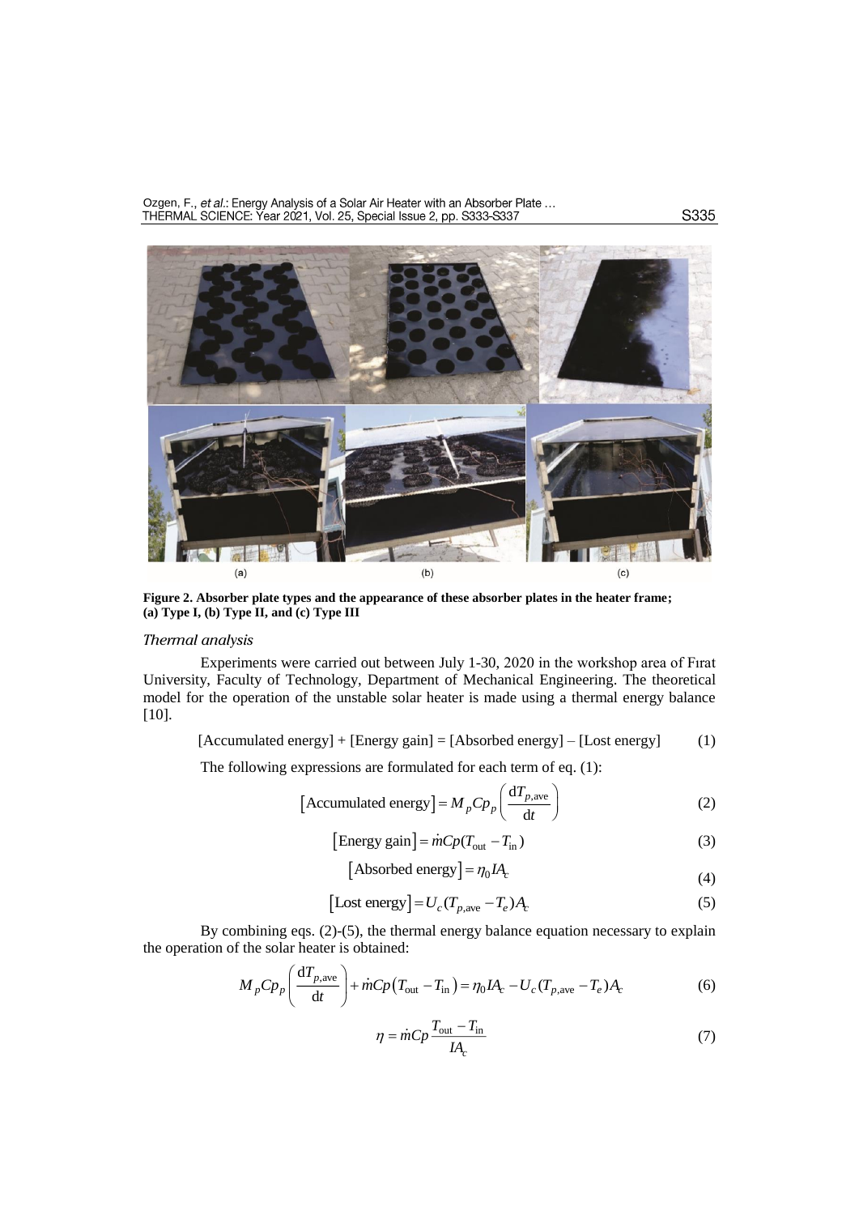Figure 2. Absorber plate types and the appearance of these absorber plates in the heater frame; (a) Type I, (b) Type II, and (c) Type III

### *Thermal analysis*

Experiments were carried out between July 1-30, 2020 in the workshop area of Fırat University, Faculty of Technology, Department of Mechanical Engineering. The theoretical model for the operation of the unstable solar heater is made using a thermal energy balance [10].

$$\text{[Accumulated energy] + [Energy gain] = [Absorbed energy] – [Lost energy]} \tag{1}$$

The following expressions are formulated for each term of eq. (1):

$$\left[\text{Accumulated energy}\right] = M_p Cp_p \left(\frac{\mathrm{d}T_{p,\text{ave}}}{\mathrm{d}t}\right) \tag{2}$$

$$\left[\text{Energy gain}\right] = \dot{m}Cp(T_{\text{out}} - T_{\text{in}}) \tag{3}$$

$$\left[\text{Absorbed energy}\right] = \eta_0 I A_c \tag{4}$$

$$\left[\text{Lost energy}\right] = U_c (T_{p,\text{ave}} - T_e) A_c \tag{5}$$

By combining eqs. (2)-(5), the thermal energy balance equation necessary to explain the operation of the solar heater is obtained:

$$M_p Cp_p \left(\frac{\mathrm{d}T_{p,\text{ave}}}{\mathrm{d}t}\right) + \dot{m}Cp\left(T_{\text{out}} - T_{\text{in}}\right) = \eta_0 I A_c - U_c (T_{p,\text{ave}} - T_e) A_c \tag{6}$$

$$\eta = \dot{m}Cp \frac{T_{\text{out}} - T_{\text{in}}}{I A_c} \tag{7}$$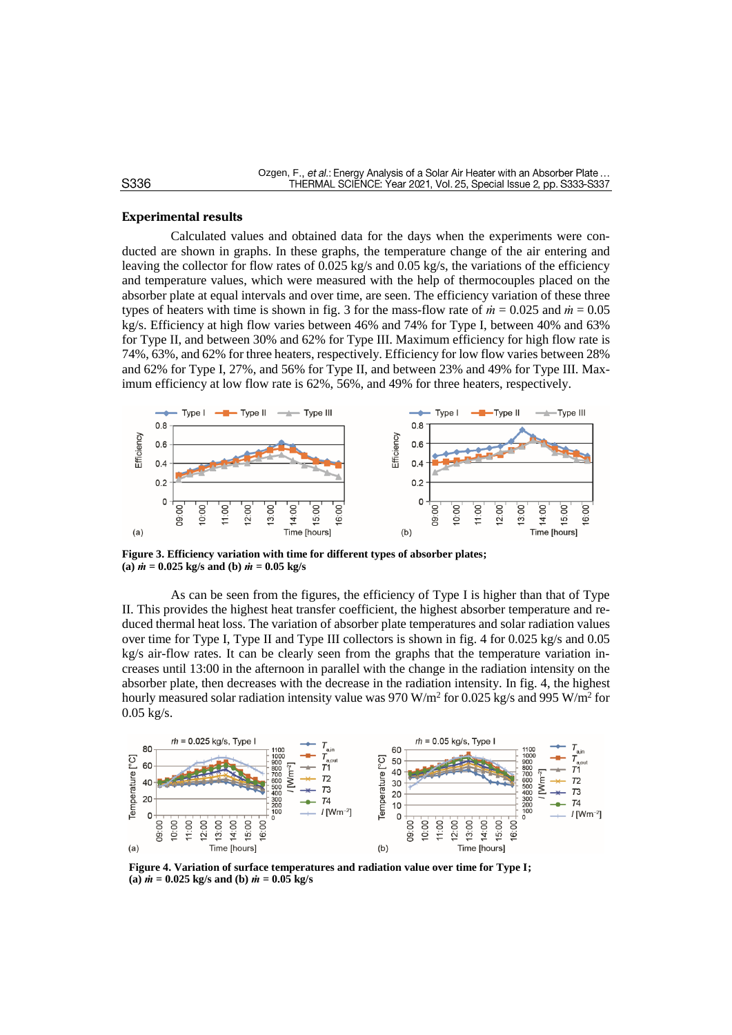### Experimental results

Calculated values and obtained data for the days when the experiments were conducted are shown in graphs. In these graphs, the temperature change of the air entering and leaving the collector for flow rates of 0.025 kg/s and 0.05 kg/s, the variations of the efficiency and temperature values, which were measured with the help of thermocouples placed on the absorber plate at equal intervals and over time, are seen. The efficiency variation of these three types of heaters with time is shown in fig. 3 for the mass-flow rate of $\dot{m}$ = 0.025 and $\dot{m}$ = 0.05 kg/s. Efficiency at high flow varies between 46% and 74% for Type I, between 40% and 63% for Type II, and between 30% and 62% for Type III. Maximum efficiency for high flow rate is 74%, 63%, and 62% for three heaters, respectively. Efficiency for low flow varies between 28% and 62% for Type I, 27%, and 56% for Type II, and between 23% and 49% for Type III. Maximum efficiency at low flow rate is 62%, 56%, and 49% for three heaters, respectively.

**Figure 3. Efficiency variation with time for different types of absorber plates; (a) $\dot{m}$ = 0.025 kg/s and (b) $\dot{m}$ = 0.05 kg/s**

As can be seen from the figures, the efficiency of Type I is higher than that of Type II. This provides the highest heat transfer coefficient, the highest absorber temperature and reduced thermal heat loss. The variation of absorber plate temperatures and solar radiation values over time for Type I, Type II and Type III collectors is shown in fig. 4 for 0.025 kg/s and 0.05 kg/s air-flow rates. It can be clearly seen from the graphs that the temperature variation increases until 13:00 in the afternoon in parallel with the change in the radiation intensity on the absorber plate, then decreases with the decrease in the radiation intensity. In fig. 4, the highest hourly measured solar radiation intensity value was 970 W/m$^2$ for 0.025 kg/s and 995 W/m$^2$ for 0.05 kg/s.

**Figure 4. Variation of surface temperatures and radiation value over time for Type I; (a) $\dot{m}$ = 0.025 kg/s and (b) $\dot{m}$ = 0.05 kg/s**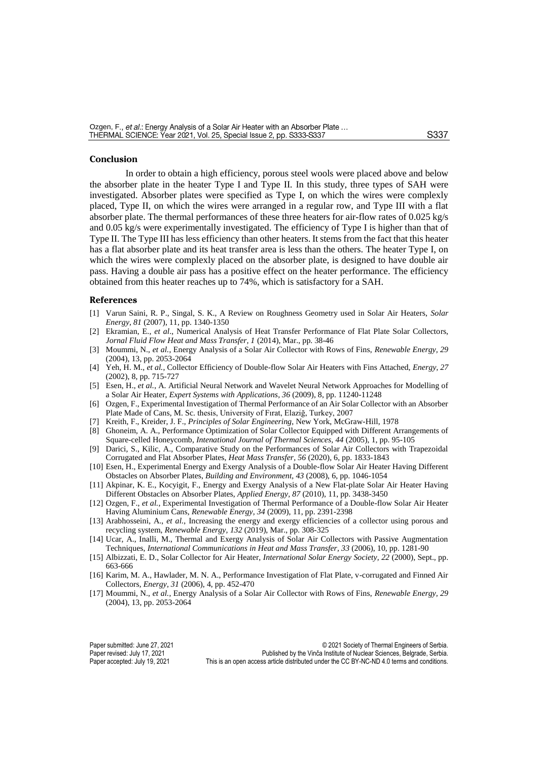## Conclusion

In order to obtain a high efficiency, porous steel wools were placed above and below the absorber plate in the heater Type I and Type II. In this study, three types of SAH were investigated. Absorber plates were specified as Type I, on which the wires were complexly placed, Type II, on which the wires were arranged in a regular row, and Type III with a flat absorber plate. The thermal performances of these three heaters for air-flow rates of 0.025 kg/s and 0.05 kg/s were experimentally investigated. The efficiency of Type I is higher than that of Type II. The Type III has less efficiency than other heaters. It stems from the fact that this heater has a flat absorber plate and its heat transfer area is less than the others. The heater Type I, on which the wires were complexly placed on the absorber plate, is designed to have double air pass. Having a double air pass has a positive effect on the heater performance. The efficiency obtained from this heater reaches up to 74%, which is satisfactory for a SAH.

## References

[1] Varun Saini, R. P., Singal, S. K., A Review on Roughness Geometry used in Solar Air Heaters, *Solar Energy, 81* (2007), 11, pp. 1340-1350

[2] Ekramian, E., *et al*., Numerical Analysis of Heat Transfer Performance of Flat Plate Solar Collectors, *Jornal Fluid Flow Heat and Mass Transfer, 1* (2014), Mar., pp. 38-46

[3] Moummi, N., *et al.*, Energy Analysis of a Solar Air Collector with Rows of Fins, *Renewable Energy, 29* (2004), 13, pp. 2053-2064

[4] Yeh, H. M., *et al.*, Collector Efficiency of Double-flow Solar Air Heaters with Fins Attached, *Energy, 27* (2002), 8, pp. 715-727

[5] Esen, H., *et al.*, A. Artificial Neural Network and Wavelet Neural Network Approaches for Modelling of a Solar Air Heater, *Expert Systems with Applications, 36* (2009), 8, pp. 11240-11248

[6] Ozgen, F., Experimental Investigation of Thermal Performance of an Air Solar Collector with an Absorber Plate Made of Cans, M. Sc. thesis, University of Fırat, Elaziğ, Turkey, 2007

[7] Kreith, F., Kreider, J. F., *Principles of Solar Engineering*, New York, McGraw-Hill, 1978

[8] Ghoneim, A. A., Performance Optimization of Solar Collector Equipped with Different Arrangements of Square-celled Honeycomb, *Intenational Journal of Thermal Sciences, 44* (2005), 1, pp. 95-105

[9] Darici, S., Kilic, A., Comparative Study on the Performances of Solar Air Collectors with Trapezoidal Corrugated and Flat Absorber Plates, *Heat Mass Transfer, 56* (2020), 6, pp. 1833-1843

[10] Esen, H., Experimental Energy and Exergy Analysis of a Double-flow Solar Air Heater Having Different Obstacles on Absorber Plates, *Building and Environment, 43* (2008), 6, pp. 1046-1054

[11] Akpinar, K. E., Kocyigit, F., Energy and Exergy Analysis of a New Flat-plate Solar Air Heater Having Different Obstacles on Absorber Plates, *Applied Energy, 87* (2010), 11, pp. 3438-3450

[12] Ozgen, F., *et al.*, Experimental Investigation of Thermal Performance of a Double-flow Solar Air Heater Having Aluminium Cans, *Renewable Energy, 34* (2009), 11, pp. 2391-2398

[13] Arabhosseini, A., *et al.*, Increasing the energy and exergy efficiencies of a collector using porous and recycling system, *Renewable Energy, 132* (2019), Mar., pp. 308-325

[14] Ucar, A., Inalli, M., Thermal and Exergy Analysis of Solar Air Collectors with Passive Augmentation Techniques, *International Communications in Heat and Mass Transfer, 33* (2006), 10, pp. 1281-90

[15] Albizzati, E. D., Solar Collector for Air Heater, *International Solar Energy Society, 22* (2000), Sept., pp. 663-666

[16] Karim, M. A., Hawlader, M. N. A., Performance Investigation of Flat Plate, v-corrugated and Finned Air Collectors, *Energy, 31* (2006), 4, pp. 452-470

[17] Moummi, N., *et al.*, Energy Analysis of a Solar Air Collector with Rows of Fins, *Renewable Energy, 29* (2004), 13, pp. 2053-2064

Paper submitted: June 27, 2021
Paper revised: July 17, 2021
Paper accepted: July 19, 2021

© 2021 Society of Thermal Engineers of Serbia.
Published by the Vinča Institute of Nuclear Sciences, Belgrade, Serbia.
This is an open access article distributed under the CC BY-NC-ND 4.0 terms and conditions.